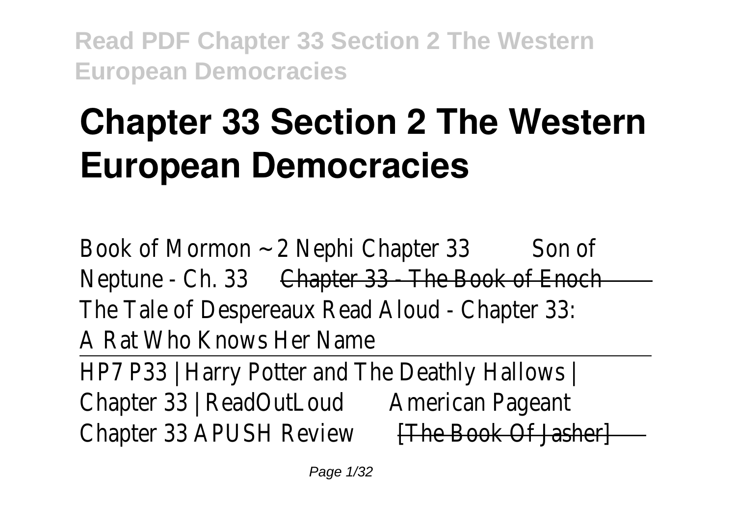# Chapter 33 Section 2 The Western European Democracies

Book of Mormon ~ 2 Nephi Chapter 33 Son of Neptune - Ch. 33 ~~Chapter 33 - The Book of Enoch~~ The Tale of Despereaux Read Aloud - Chapter 33: A Rat Who Knows Her Name

HP7 P33 | Harry Potter and The Deathly Hallows | Chapter 33 | ReadOutLoud American Pageant Chapter 33 APUSH Review ~~[The Book Of Jasher]~~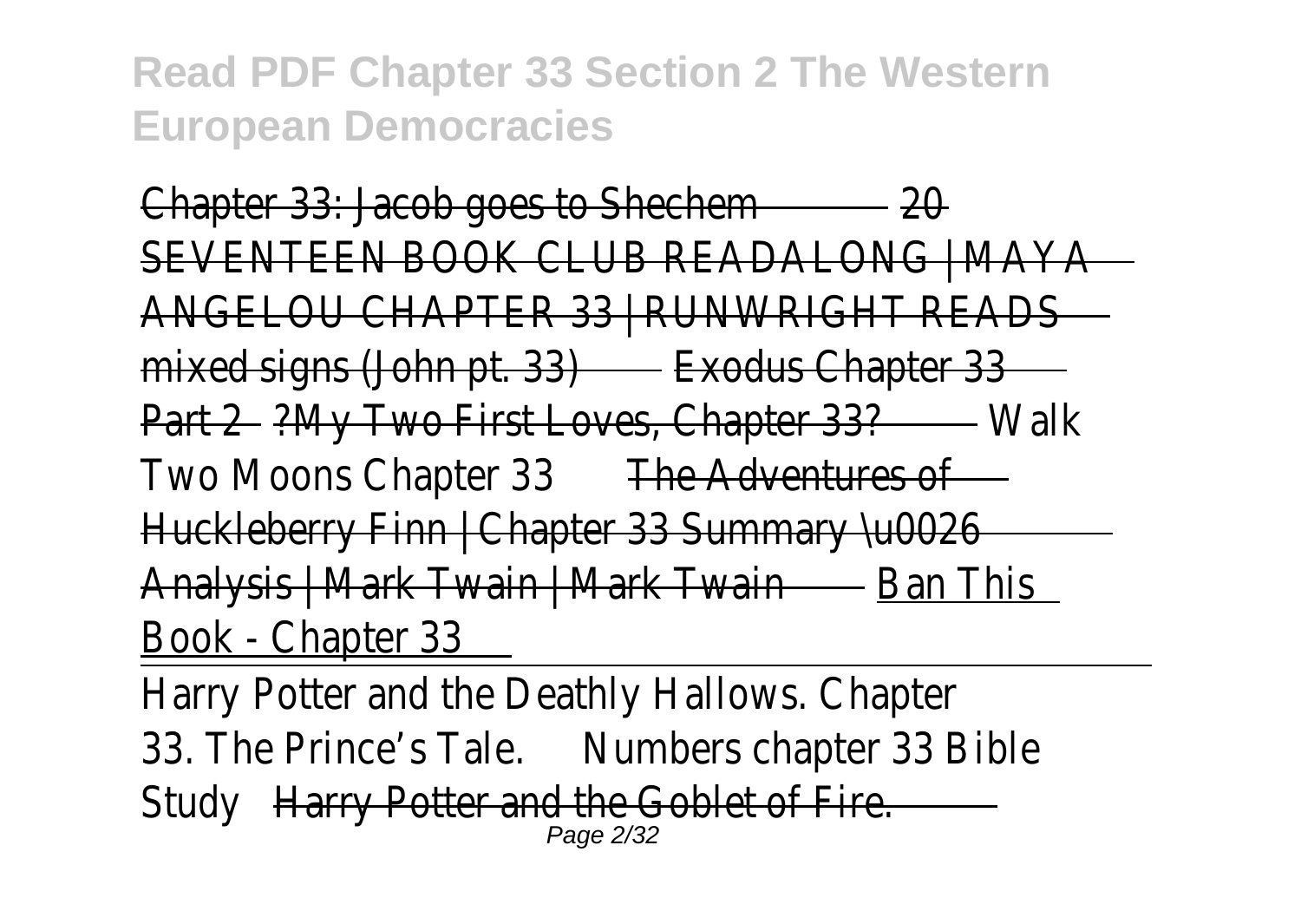Chapter 33: Jacob goes to Shechem 20 SEVENTEEN BOOK CLUB READALONG | MAYA ANGELOU CHAPTER 33 | RUNWRIGHT READS mixed signs (John pt. 33) Exodus Chapter 33 Part 2 ?My Two First Loves, Chapter 33? Walk Two Moons Chapter 33 The Adventures of Huckleberry Finn | Chapter 33 Summary \u0026 Analysis | Mark Twain | Mark Twain Ban This Book - Chapter 33

Harry Potter and the Deathly Hallows. Chapter 33. The Prince's Tale. Numbers chapter 33 Bible Study Harry Potter and the Goblet of Fire.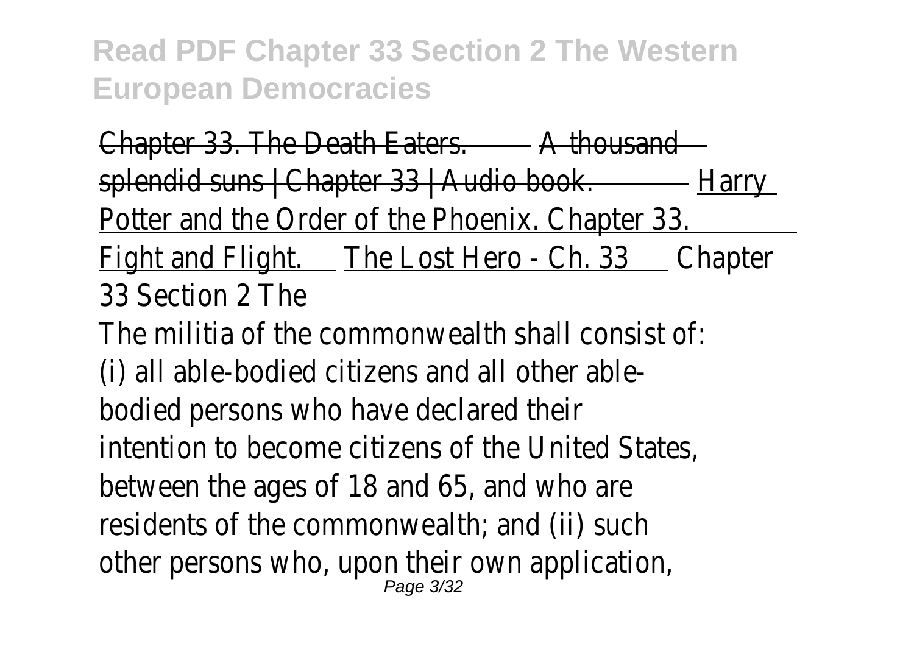Chapter 33. The Death Eaters. A thousand splendid suns | Chapter 33 | Audio book. Harry Potter and the Order of the Phoenix. Chapter 33. Fight and Flight. The Lost Hero - Ch. 33 Chapter 33 Section 2 The

The militia of the commonwealth shall consist of: (i) all able-bodied citizens and all other able-bodied persons who have declared their intention to become citizens of the United States, between the ages of 18 and 65, and who are residents of the commonwealth; and (ii) such other persons who, upon their own application,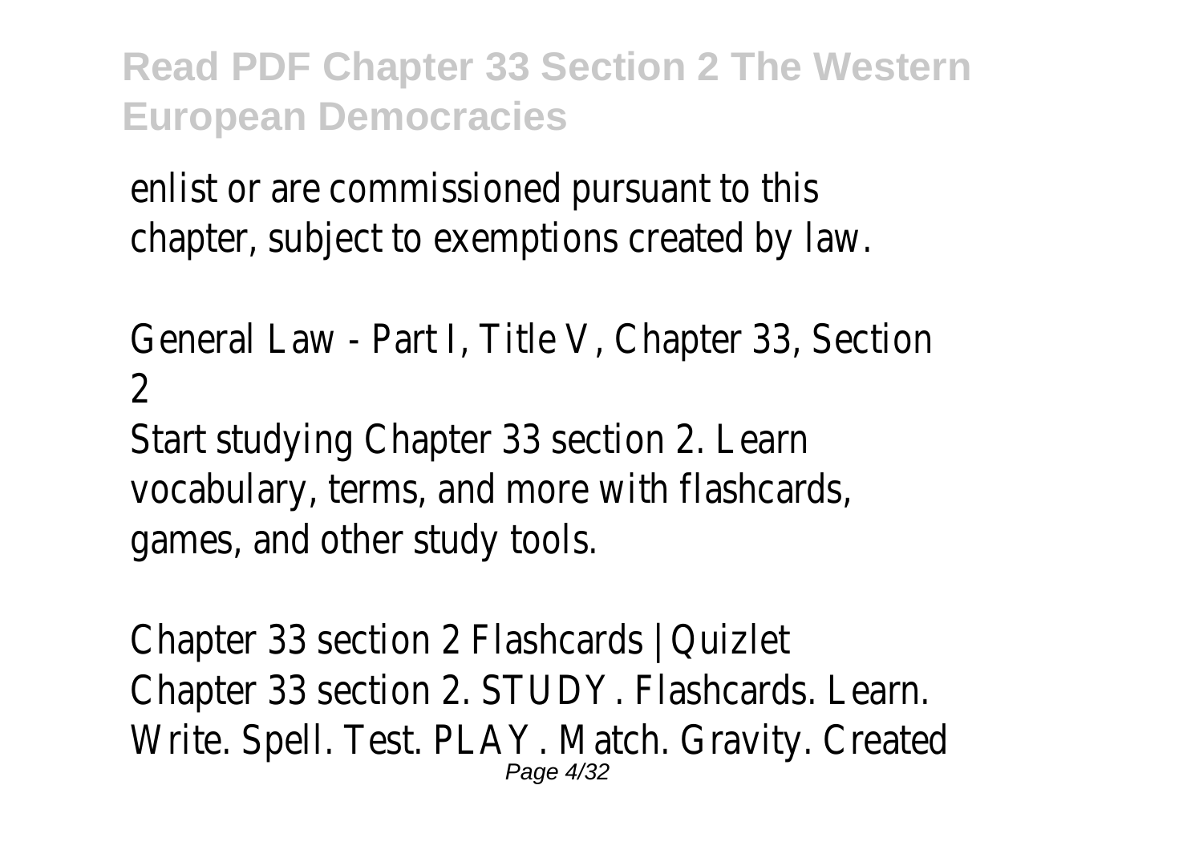enlist or are commissioned pursuant to this chapter, subject to exemptions created by law.

General Law - Part I, Title V, Chapter 33, Section 2

Start studying Chapter 33 section 2. Learn vocabulary, terms, and more with flashcards, games, and other study tools.

Chapter 33 section 2 Flashcards | Quizlet

Chapter 33 section 2. STUDY. Flashcards. Learn. Write. Spell. Test. PLAY. Match. Gravity. Created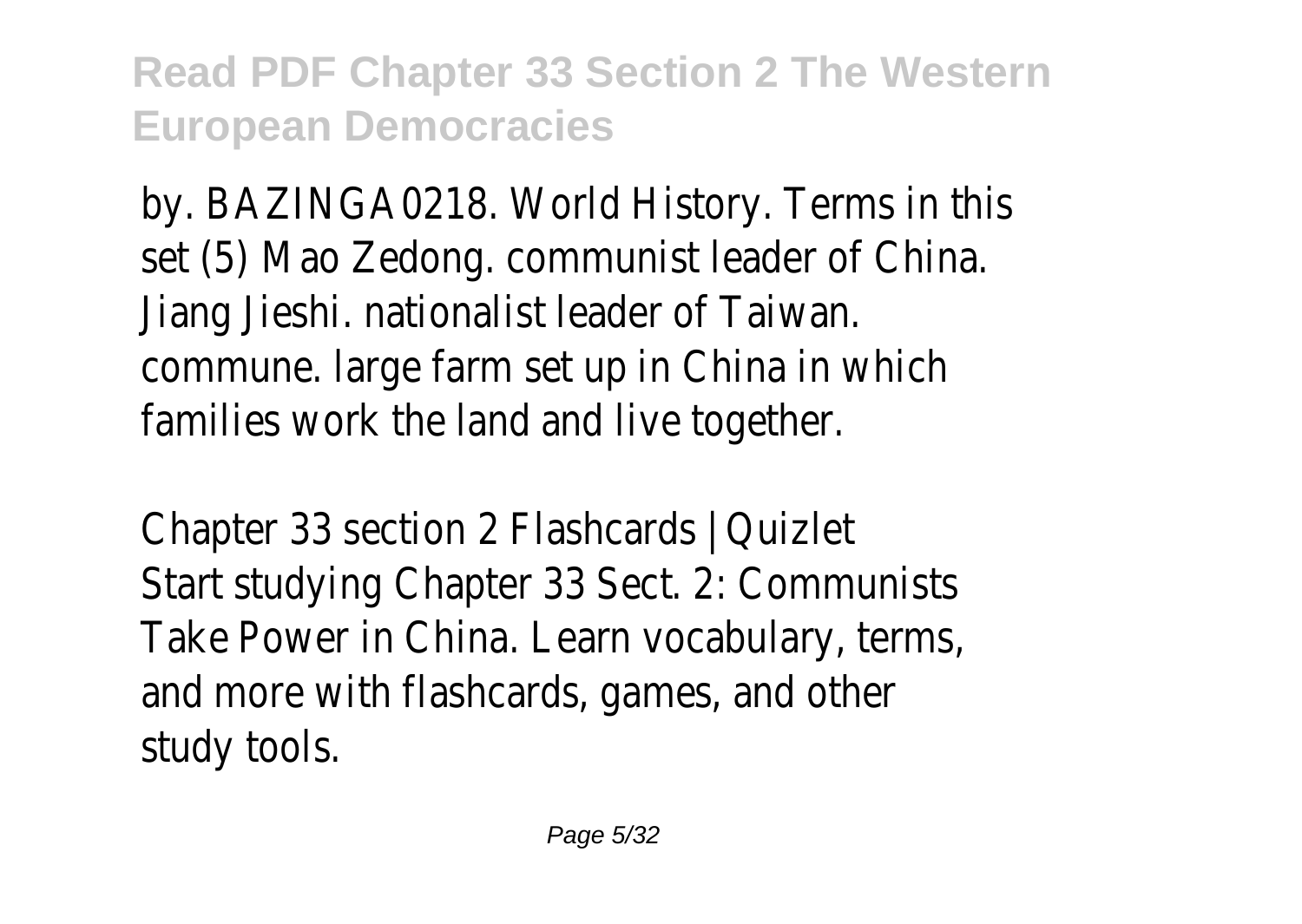by. BAZINGA0218. World History. Terms in this set (5) Mao Zedong. communist leader of China. Jiang Jieshi. nationalist leader of Taiwan. commune. large farm set up in China in which families work the land and live together.

Chapter 33 section 2 Flashcards | Quizlet

Start studying Chapter 33 Sect. 2: Communists Take Power in China. Learn vocabulary, terms, and more with flashcards, games, and other study tools.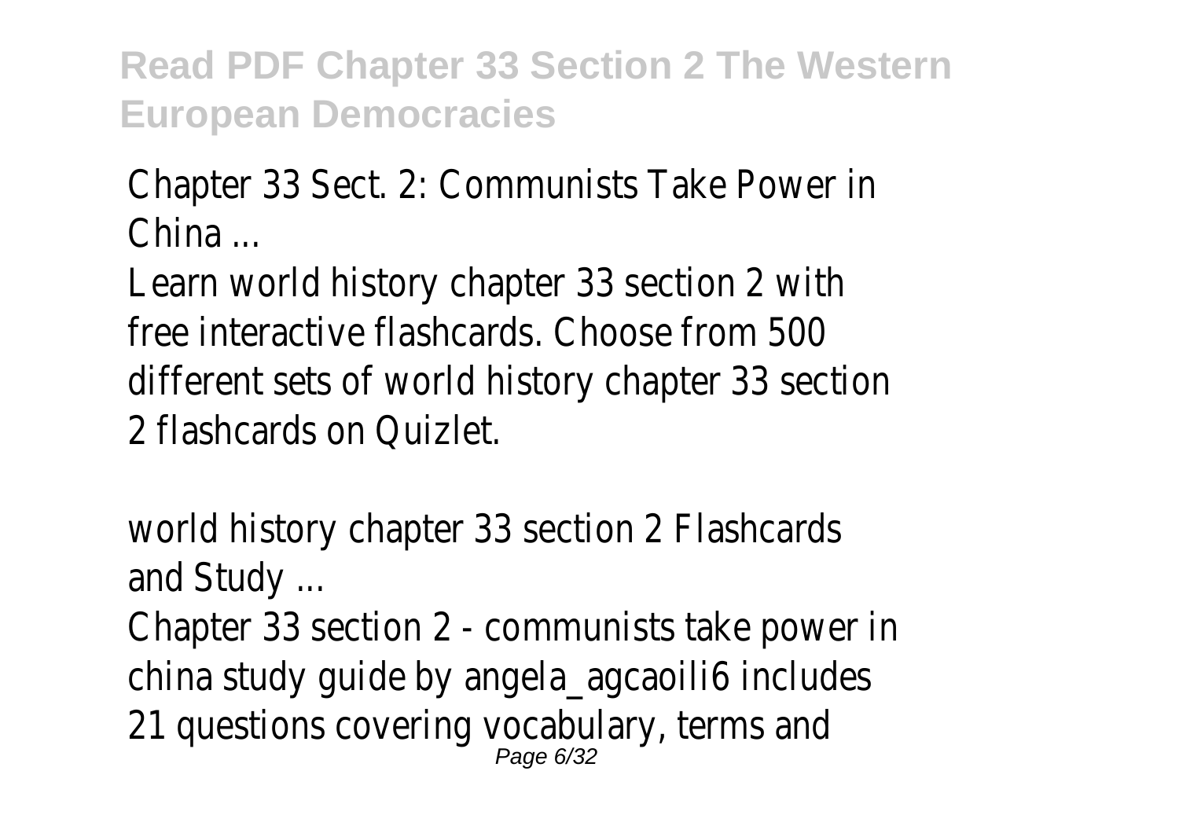Chapter 33 Sect. 2: Communists Take Power in China ...

Learn world history chapter 33 section 2 with free interactive flashcards. Choose from 500 different sets of world history chapter 33 section 2 flashcards on Quizlet.

world history chapter 33 section 2 Flashcards and Study ...

Chapter 33 section 2 - communists take power in china study guide by angela_agcaoili6 includes 21 questions covering vocabulary, terms and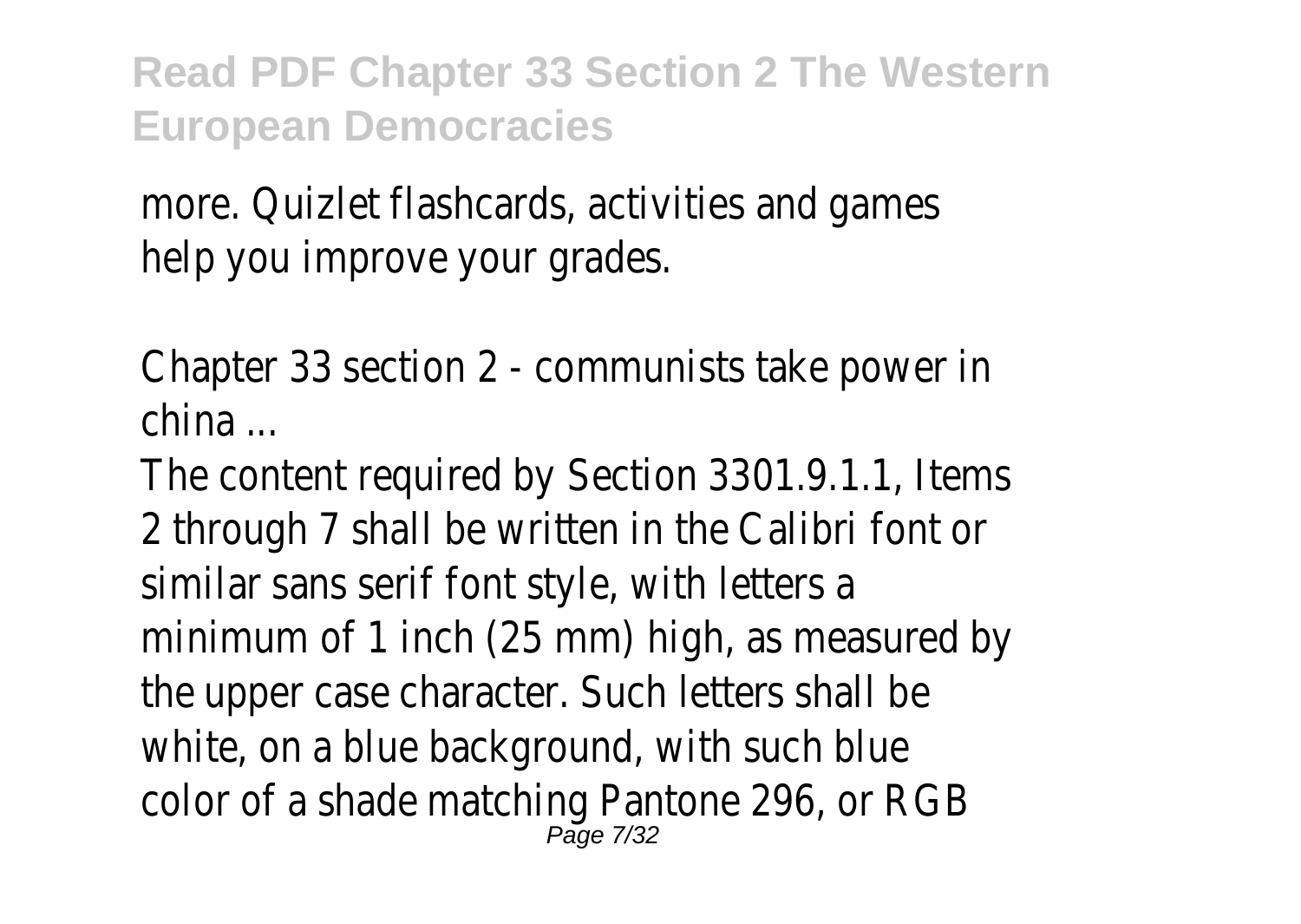more. Quizlet flashcards, activities and games help you improve your grades.

Chapter 33 section 2 - communists take power in china ...

The content required by Section 3301.9.1.1, Items 2 through 7 shall be written in the Calibri font or similar sans serif font style, with letters a minimum of 1 inch (25 mm) high, as measured by the upper case character. Such letters shall be white, on a blue background, with such blue color of a shade matching Pantone 296, or RGB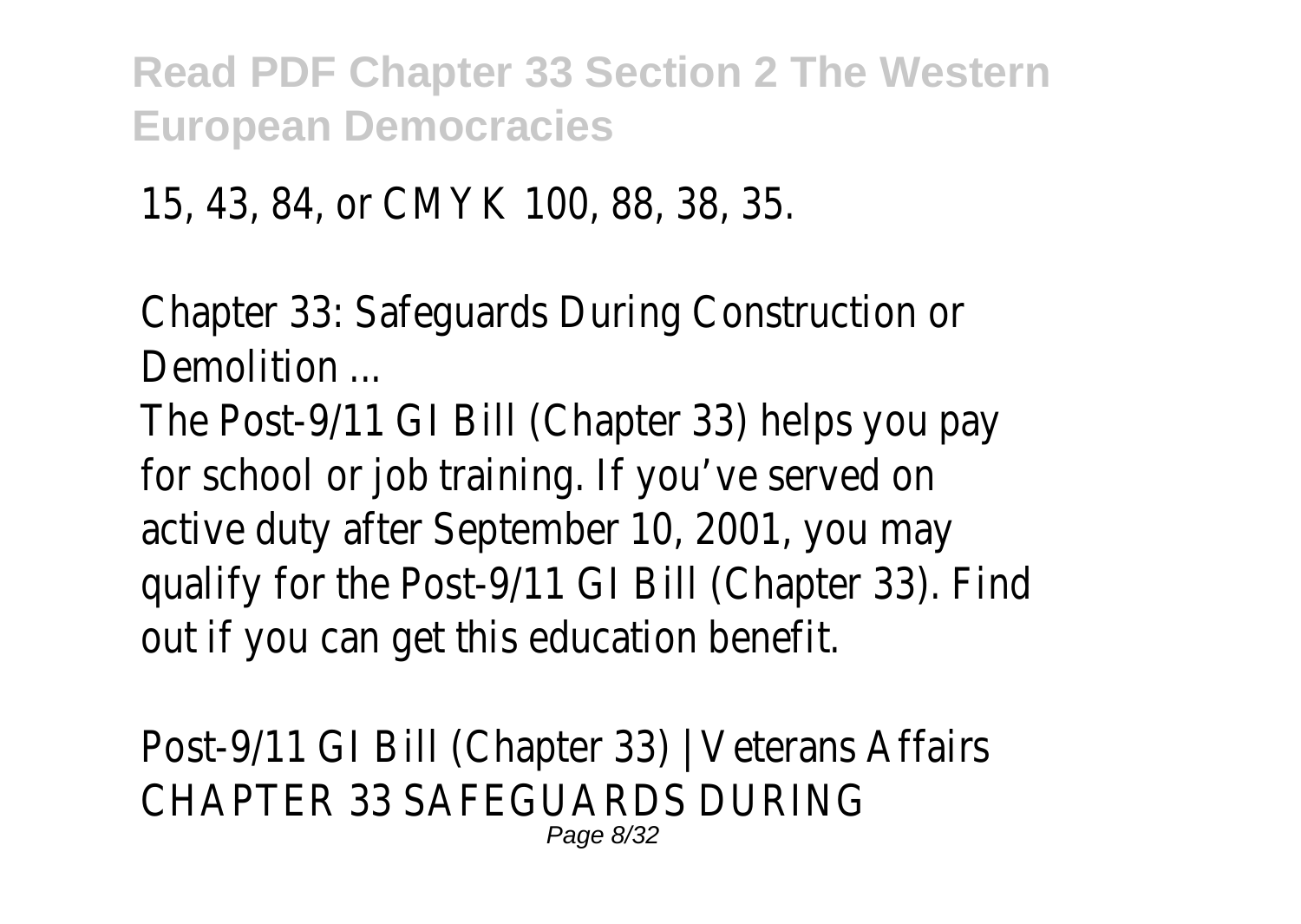15, 43, 84, or CMYK 100, 88, 38, 35.

Chapter 33: Safeguards During Construction or Demolition ...

The Post-9/11 GI Bill (Chapter 33) helps you pay for school or job training. If you've served on active duty after September 10, 2001, you may qualify for the Post-9/11 GI Bill (Chapter 33). Find out if you can get this education benefit.

Post-9/11 GI Bill (Chapter 33) | Veterans Affairs

CHAPTER 33 SAFEGUARDS DURING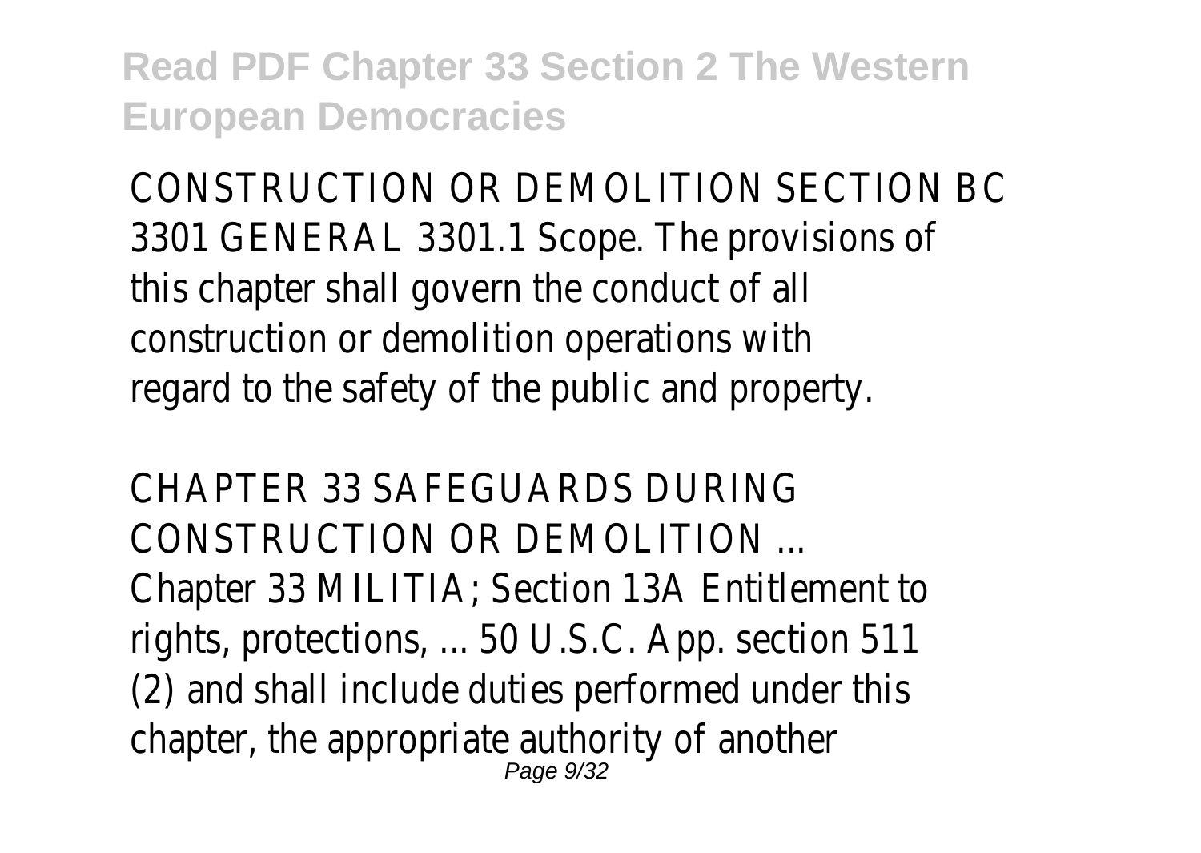CONSTRUCTION OR DEMOLITION SECTION BC 3301 GENERAL 3301.1 Scope. The provisions of this chapter shall govern the conduct of all construction or demolition operations with regard to the safety of the public and property.

CHAPTER 33 SAFEGUARDS DURING CONSTRUCTION OR DEMOLITION ...

Chapter 33 MILITIA; Section 13A Entitlement to rights, protections, ... 50 U.S.C. App. section 511 (2) and shall include duties performed under this chapter, the appropriate authority of another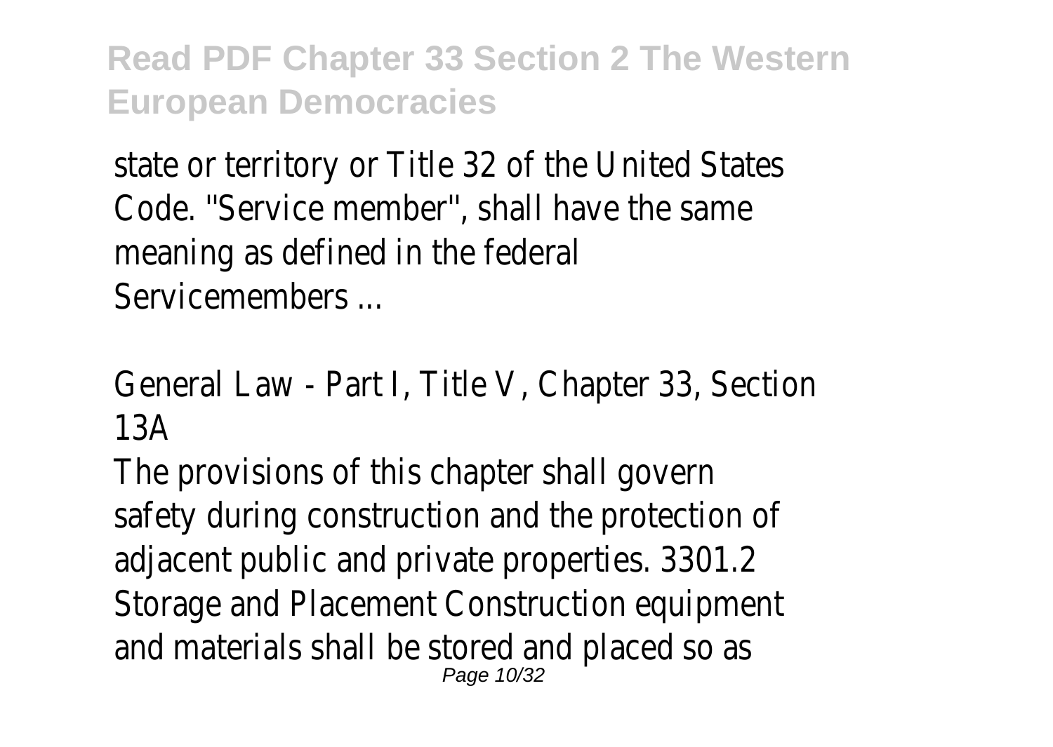state or territory or Title 32 of the United States Code. ''Service member'', shall have the same meaning as defined in the federal Servicemembers ...

General Law - Part I, Title V, Chapter 33, Section 13A

The provisions of this chapter shall govern safety during construction and the protection of adjacent public and private properties. 3301.2 Storage and Placement Construction equipment and materials shall be stored and placed so as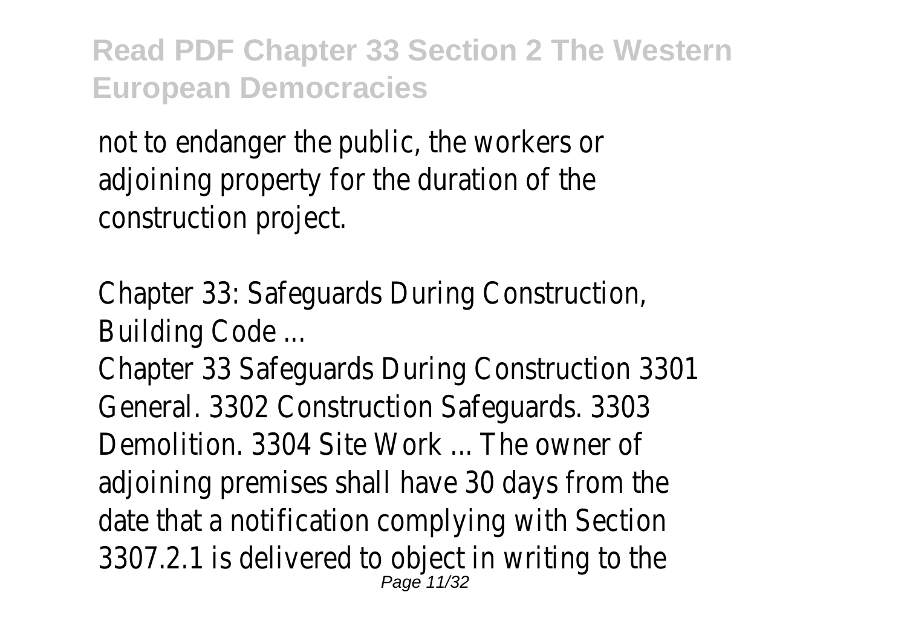not to endanger the public, the workers or adjoining property for the duration of the construction project.

Chapter 33: Safeguards During Construction, Building Code ...

Chapter 33 Safeguards During Construction 3301 General. 3302 Construction Safeguards. 3303 Demolition. 3304 Site Work ... The owner of adjoining premises shall have 30 days from the date that a notification complying with Section 3307.2.1 is delivered to object in writing to the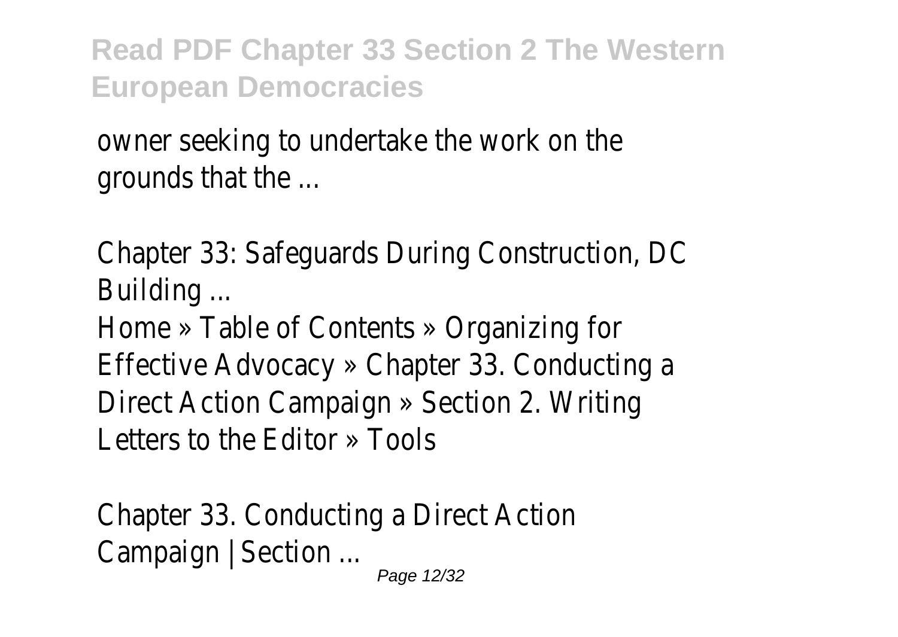owner seeking to undertake the work on the grounds that the ...

Chapter 33: Safeguards During Construction, DC Building ...

Home » Table of Contents » Organizing for Effective Advocacy » Chapter 33. Conducting a Direct Action Campaign » Section 2. Writing Letters to the Editor » Tools

Chapter 33. Conducting a Direct Action Campaign | Section ...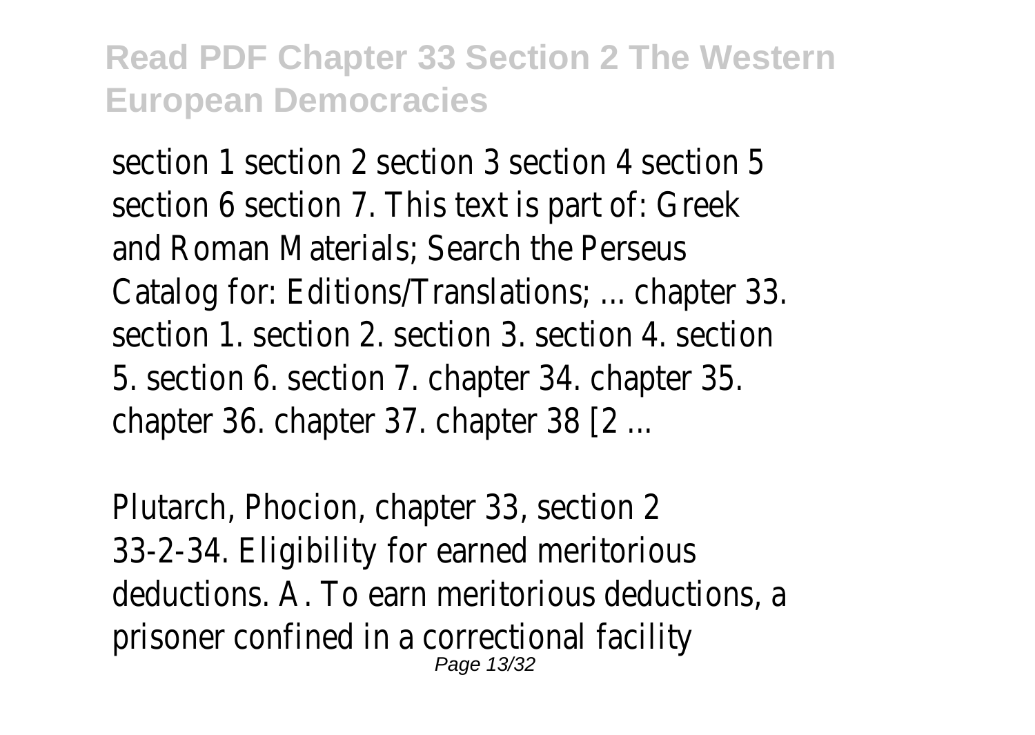section 1 section 2 section 3 section 4 section 5 section 6 section 7. This text is part of: Greek and Roman Materials; Search the Perseus Catalog for: Editions/Translations; ... chapter 33. section 1. section 2. section 3. section 4. section 5. section 6. section 7. chapter 34. chapter 35. chapter 36. chapter 37. chapter 38 [2 ...

Plutarch, Phocion, chapter 33, section 2
33-2-34. Eligibility for earned meritorious deductions. A. To earn meritorious deductions, a prisoner confined in a correctional facility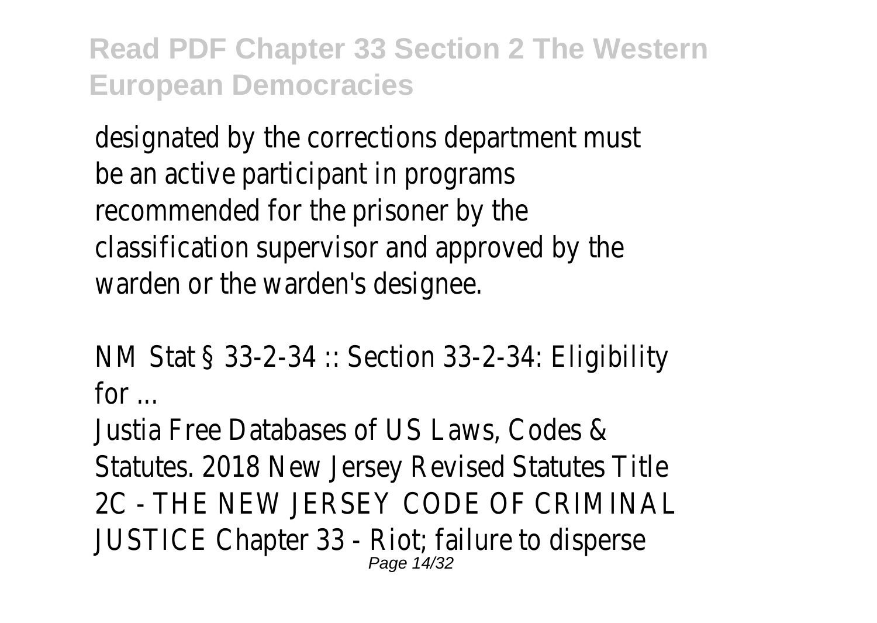designated by the corrections department must be an active participant in programs recommended for the prisoner by the classification supervisor and approved by the warden or the warden's designee.

NM Stat § 33-2-34 :: Section 33-2-34: Eligibility for ...

Justia Free Databases of US Laws, Codes & Statutes. 2018 New Jersey Revised Statutes Title 2C - THE NEW JERSEY CODE OF CRIMINAL JUSTICE Chapter 33 - Riot; failure to disperse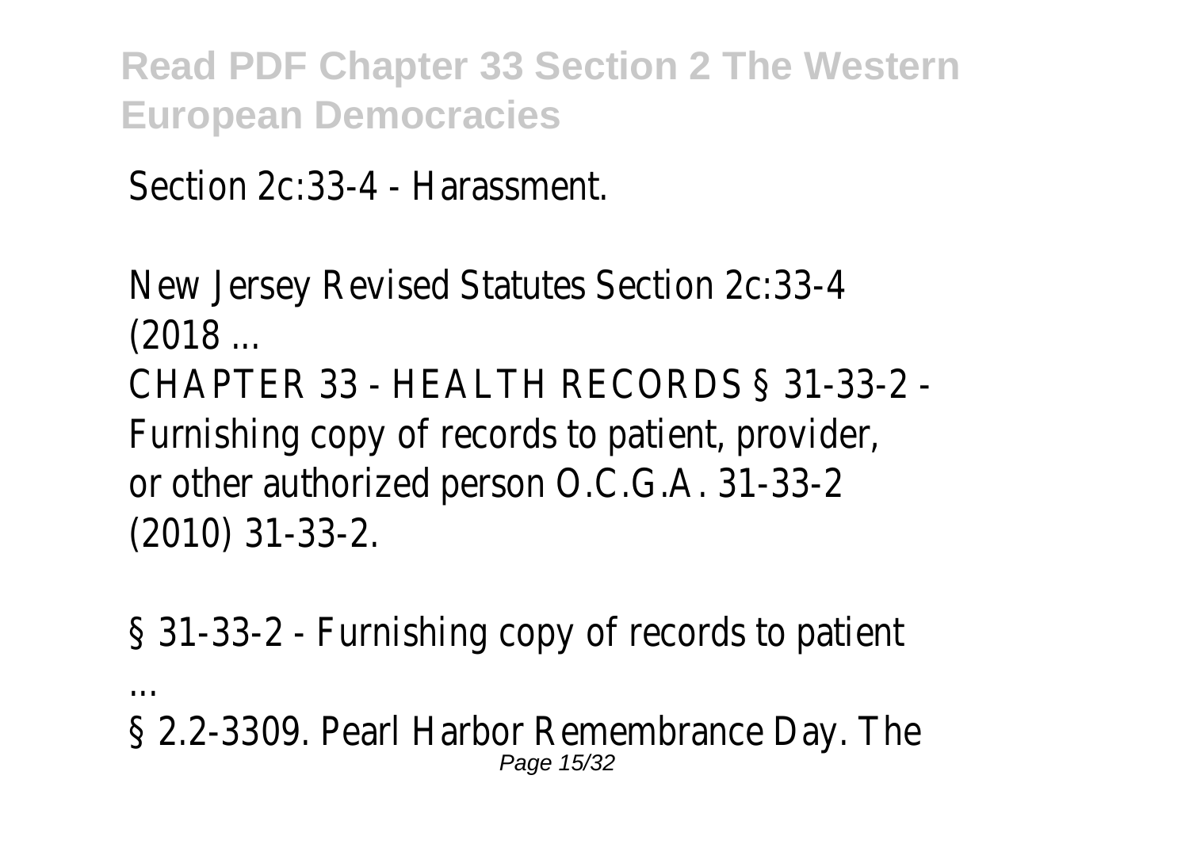Section 2c:33-4 - Harassment.

New Jersey Revised Statutes Section 2c:33-4 (2018 ...

CHAPTER 33 - HEALTH RECORDS § 31-33-2 - Furnishing copy of records to patient, provider, or other authorized person O.C.G.A. 31-33-2 (2010) 31-33-2.

§ 31-33-2 - Furnishing copy of records to patient ...

§ 2.2-3309. Pearl Harbor Remembrance Day. The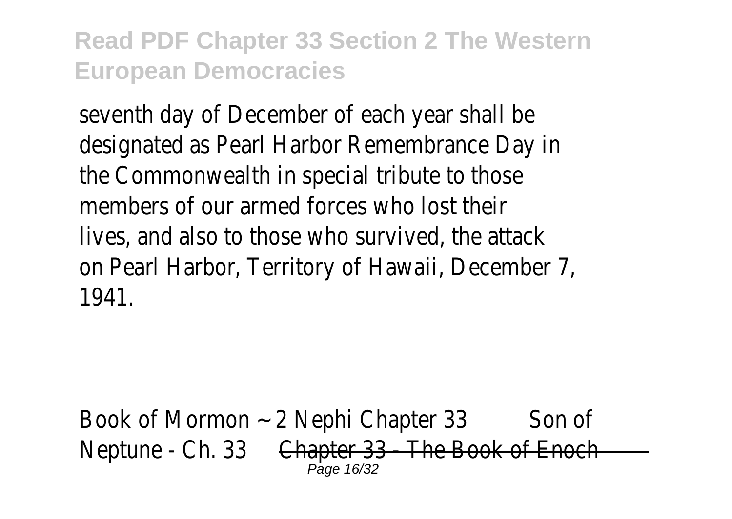seventh day of December of each year shall be designated as Pearl Harbor Remembrance Day in the Commonwealth in special tribute to those members of our armed forces who lost their lives, and also to those who survived, the attack on Pearl Harbor, Territory of Hawaii, December 7, 1941.

Book of Mormon ~ 2 Nephi Chapter 33 Son of Neptune - Ch. 33 ~~Chapter 33 - The Book of Enoch~~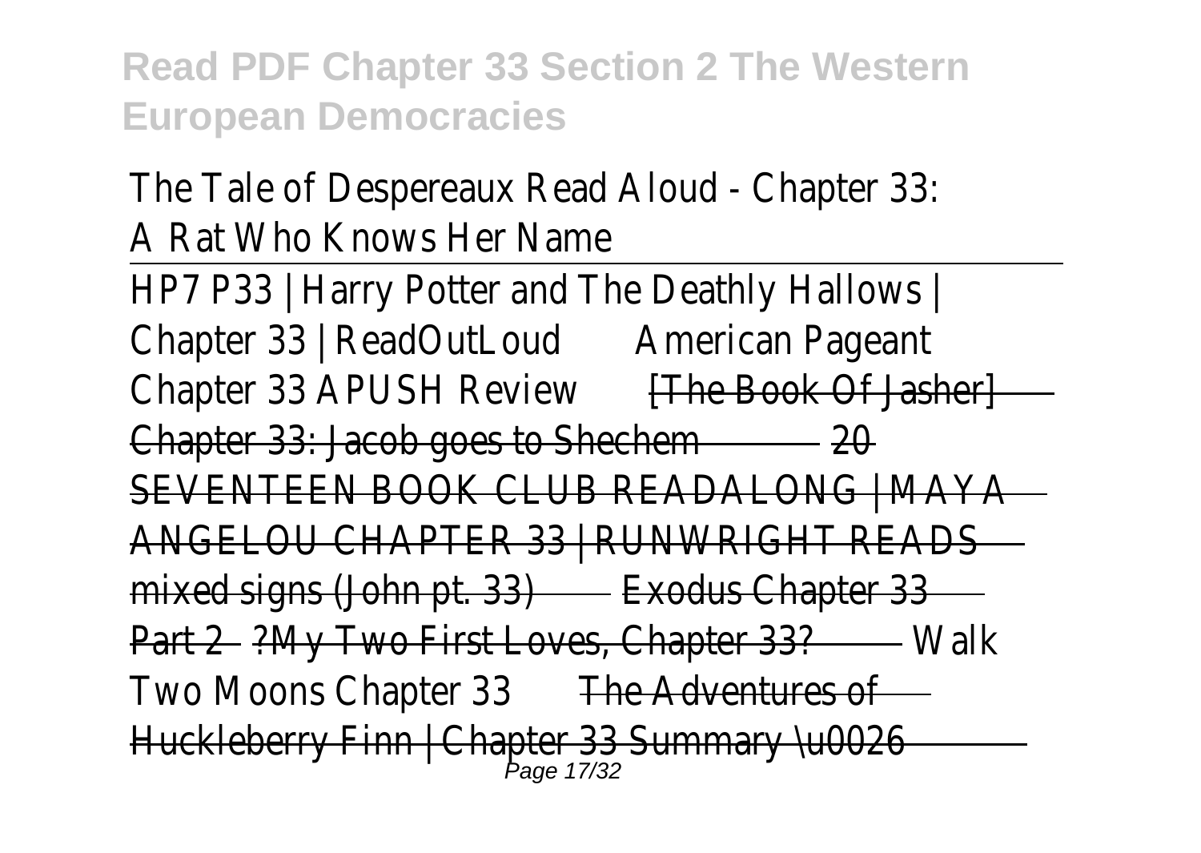The Tale of Despereaux Read Aloud - Chapter 33: A Rat Who Knows Her Name

---

HP7 P33 | Harry Potter and The Deathly Hallows | Chapter 33 | ReadOutLoud American Pageant Chapter 33 APUSH Review ~~[The Book Of Jasher] Chapter 33: Jacob goes to Shechem~~ ~~20 SEVENTEEN BOOK CLUB READALONG | MAYA ANGELOU CHAPTER 33 | RUNWRIGHT READS~~ ~~mixed signs (John pt. 33)~~ ~~Exodus Chapter 33 Part 2~~ ~~?My Two First Loves, Chapter 33?~~ Walk Two Moons Chapter 33 ~~The Adventures of Huckleberry Finn | Chapter 33 Summary \u0026~~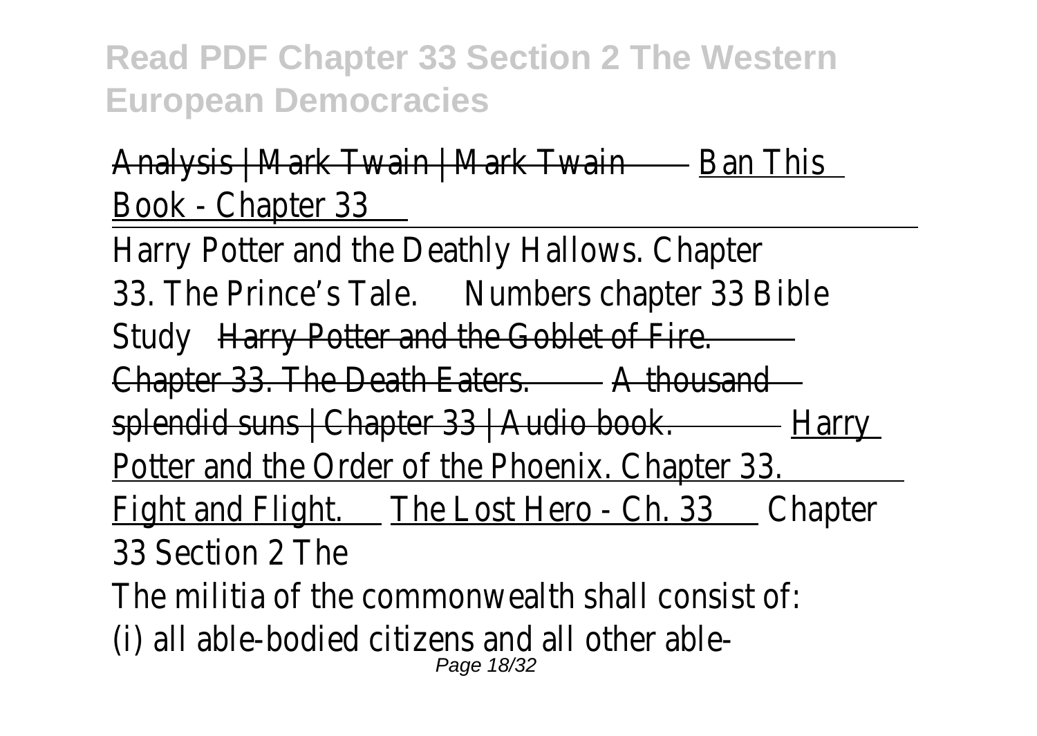Analysis | Mark Twain | Mark Twain Ban This Book - Chapter 33

Harry Potter and the Deathly Hallows. Chapter 33. The Prince's Tale. Numbers chapter 33 Bible Study Harry Potter and the Goblet of Fire. Chapter 33. The Death Eaters. A thousand splendid suns | Chapter 33 | Audio book. Harry Potter and the Order of the Phoenix. Chapter 33. Fight and Flight. The Lost Hero - Ch. 33 Chapter 33 Section 2 The

The militia of the commonwealth shall consist of: (i) all able-bodied citizens and all other able-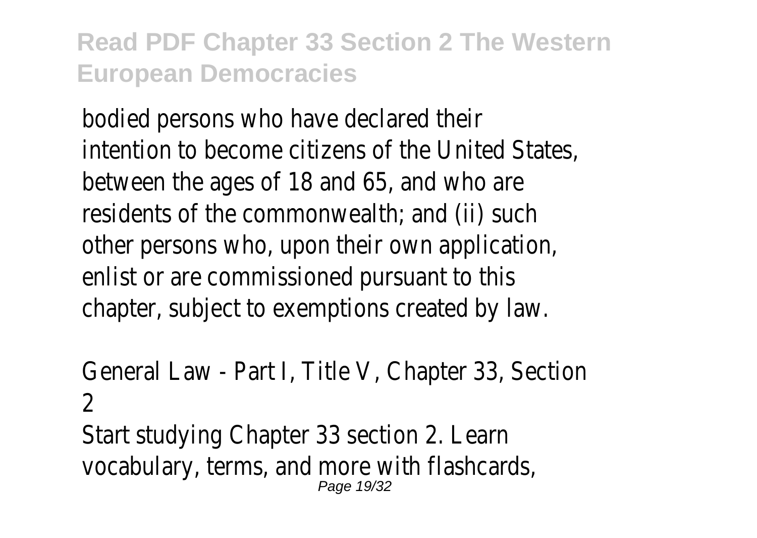bodied persons who have declared their intention to become citizens of the United States, between the ages of 18 and 65, and who are residents of the commonwealth; and (ii) such other persons who, upon their own application, enlist or are commissioned pursuant to this chapter, subject to exemptions created by law.

General Law - Part I, Title V, Chapter 33, Section 2

Start studying Chapter 33 section 2. Learn vocabulary, terms, and more with flashcards,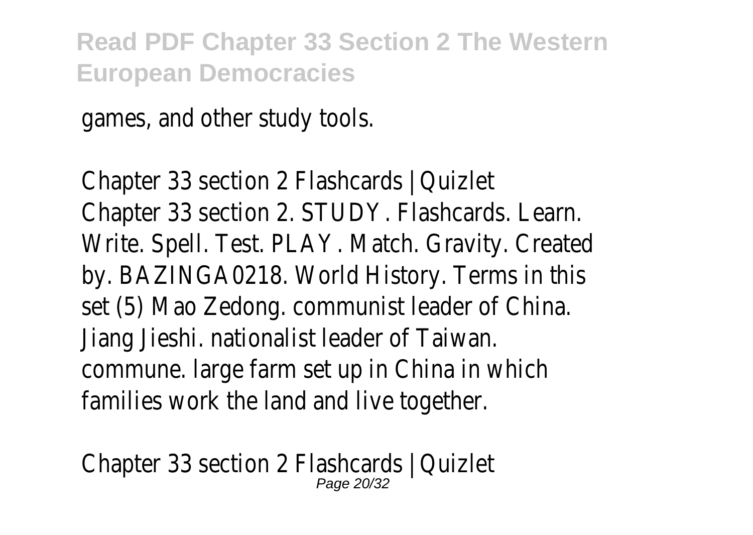games, and other study tools.

Chapter 33 section 2 Flashcards | Quizlet
Chapter 33 section 2. STUDY. Flashcards. Learn. Write. Spell. Test. PLAY. Match. Gravity. Created by. BAZINGA0218. World History. Terms in this set (5) Mao Zedong. communist leader of China. Jiang Jieshi. nationalist leader of Taiwan. commune. large farm set up in China in which families work the land and live together.

Chapter 33 section 2 Flashcards | Quizlet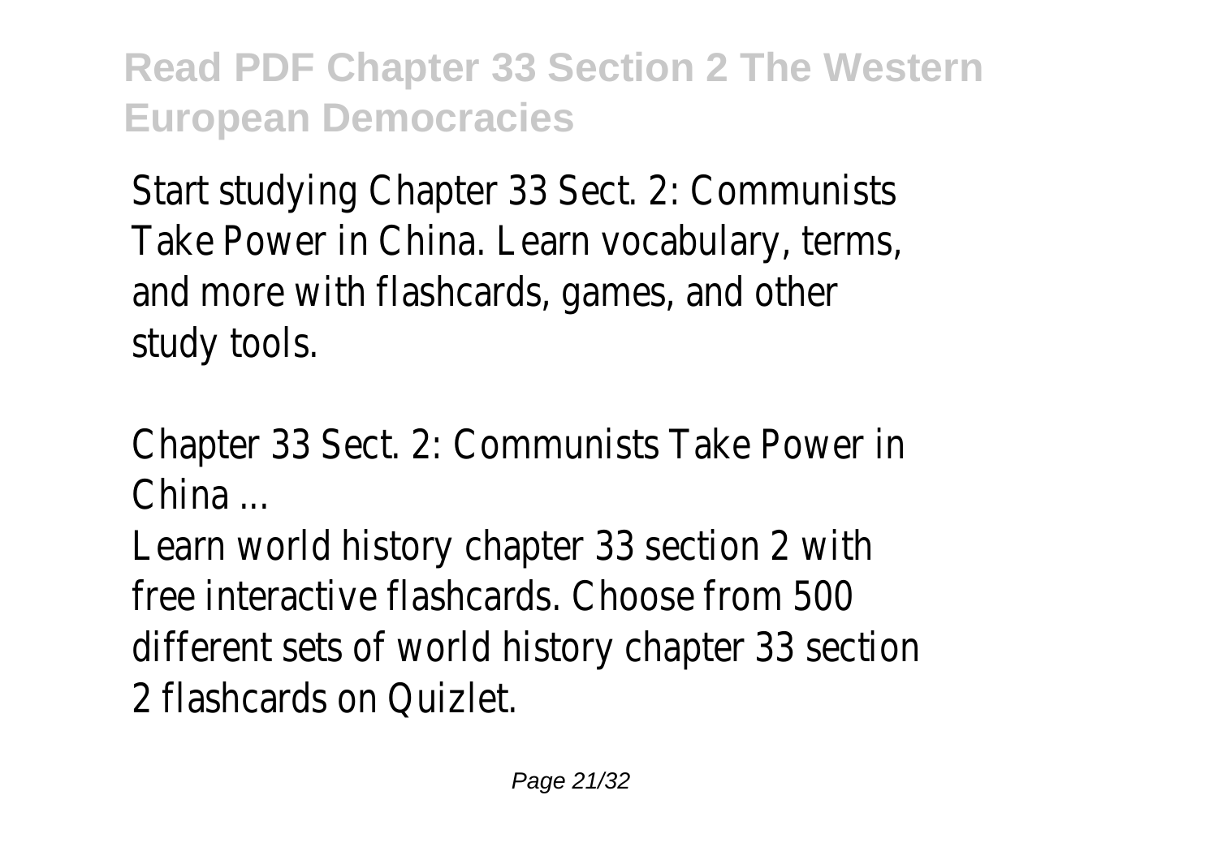Start studying Chapter 33 Sect. 2: Communists Take Power in China. Learn vocabulary, terms, and more with flashcards, games, and other study tools.

Chapter 33 Sect. 2: Communists Take Power in China ...

Learn world history chapter 33 section 2 with free interactive flashcards. Choose from 500 different sets of world history chapter 33 section 2 flashcards on Quizlet.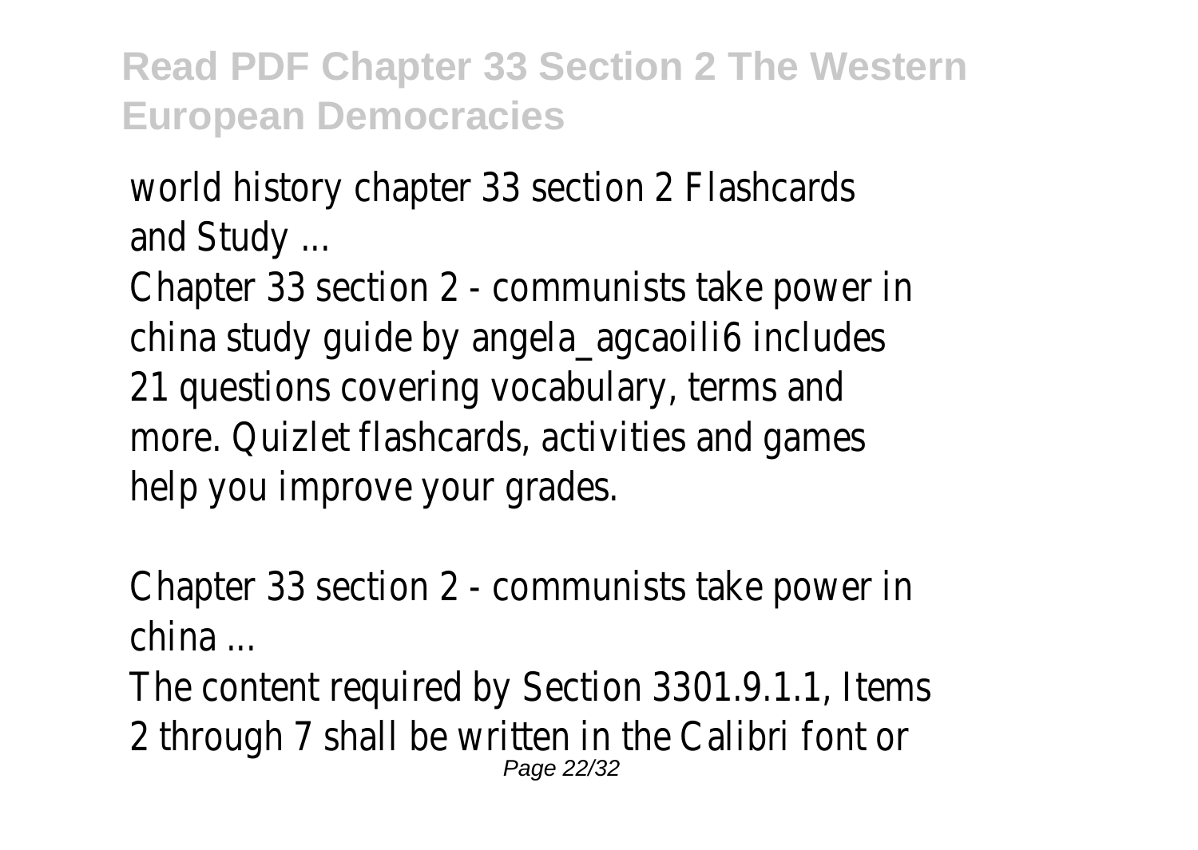world history chapter 33 section 2 Flashcards and Study ...

Chapter 33 section 2 - communists take power in china study guide by angela_agcaoili6 includes 21 questions covering vocabulary, terms and more. Quizlet flashcards, activities and games help you improve your grades.

Chapter 33 section 2 - communists take power in china ...

The content required by Section 3301.9.1.1, Items 2 through 7 shall be written in the Calibri font or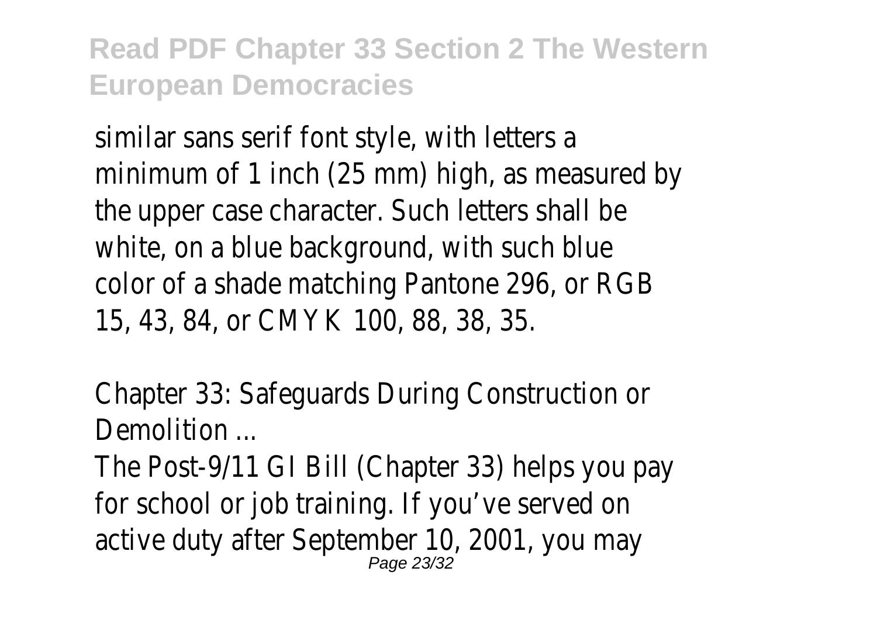similar sans serif font style, with letters a minimum of 1 inch (25 mm) high, as measured by the upper case character. Such letters shall be white, on a blue background, with such blue color of a shade matching Pantone 296, or RGB 15, 43, 84, or CMYK 100, 88, 38, 35.

Chapter 33: Safeguards During Construction or Demolition ...

The Post-9/11 GI Bill (Chapter 33) helps you pay for school or job training. If you've served on active duty after September 10, 2001, you may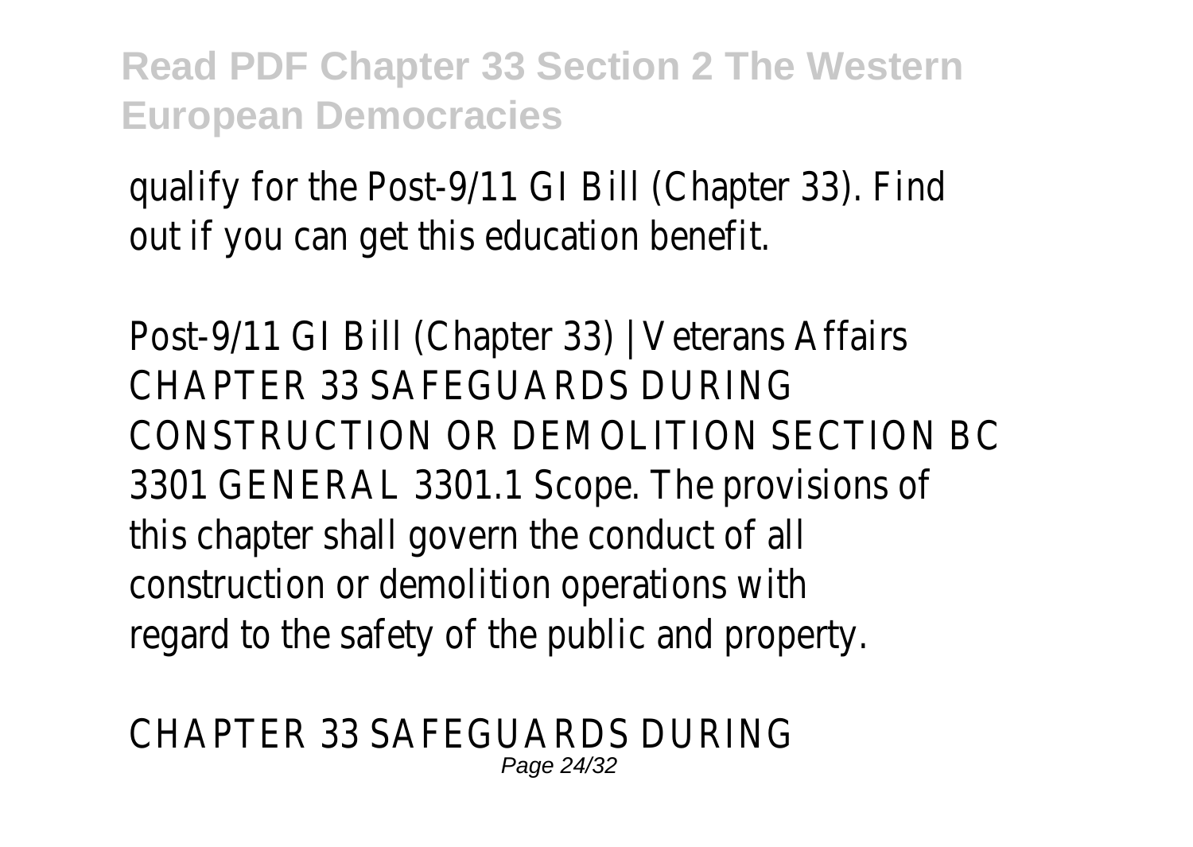qualify for the Post-9/11 GI Bill (Chapter 33). Find out if you can get this education benefit.

Post-9/11 GI Bill (Chapter 33) | Veterans Affairs
CHAPTER 33 SAFEGUARDS DURING CONSTRUCTION OR DEMOLITION SECTION BC 3301 GENERAL 3301.1 Scope. The provisions of this chapter shall govern the conduct of all construction or demolition operations with regard to the safety of the public and property.

CHAPTER 33 SAFEGUARDS DURING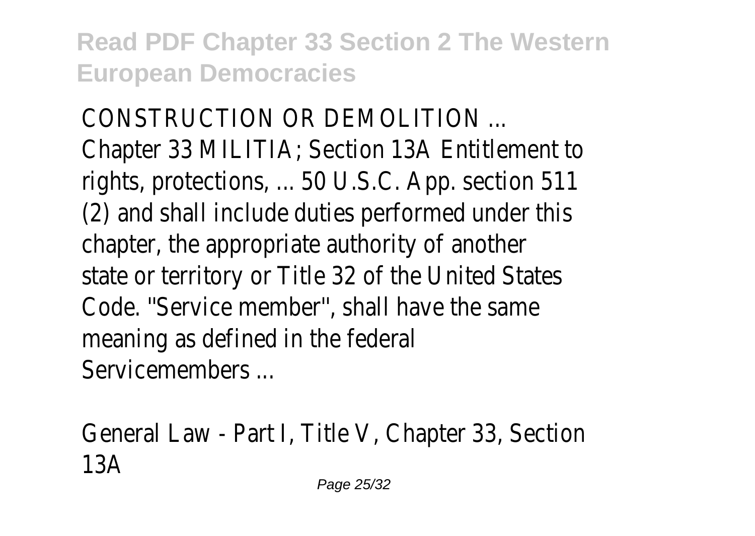CONSTRUCTION OR DEMOLITION ...
Chapter 33 MILITIA; Section 13A Entitlement to rights, protections, ... 50 U.S.C. App. section 511 (2) and shall include duties performed under this chapter, the appropriate authority of another state or territory or Title 32 of the United States Code. "Service member", shall have the same meaning as defined in the federal Servicemembers ...

General Law - Part I, Title V, Chapter 33, Section 13A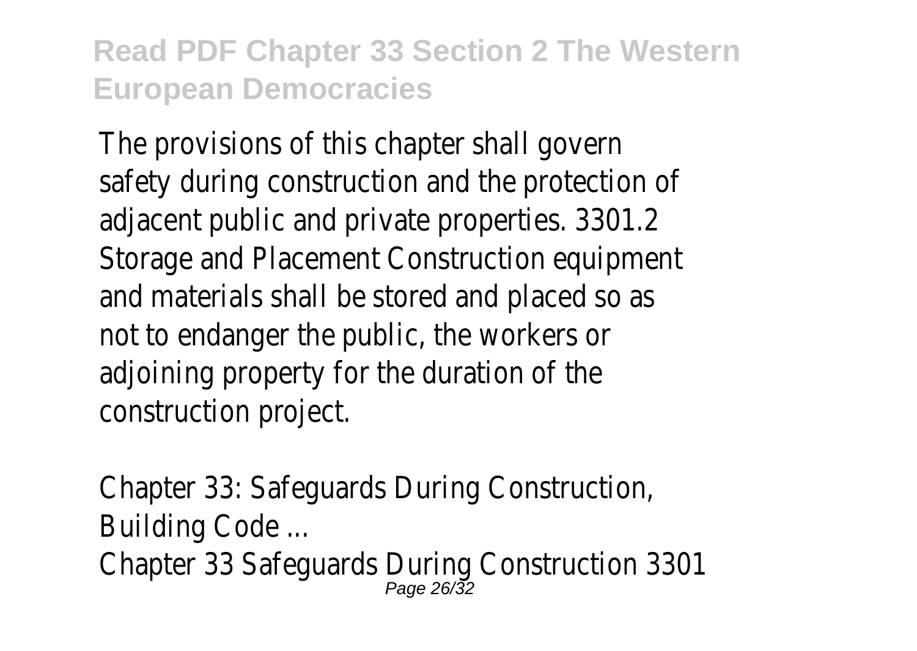The provisions of this chapter shall govern safety during construction and the protection of adjacent public and private properties. 3301.2 Storage and Placement Construction equipment and materials shall be stored and placed so as not to endanger the public, the workers or adjoining property for the duration of the construction project.

Chapter 33: Safeguards During Construction, Building Code ...

Chapter 33 Safeguards During Construction 3301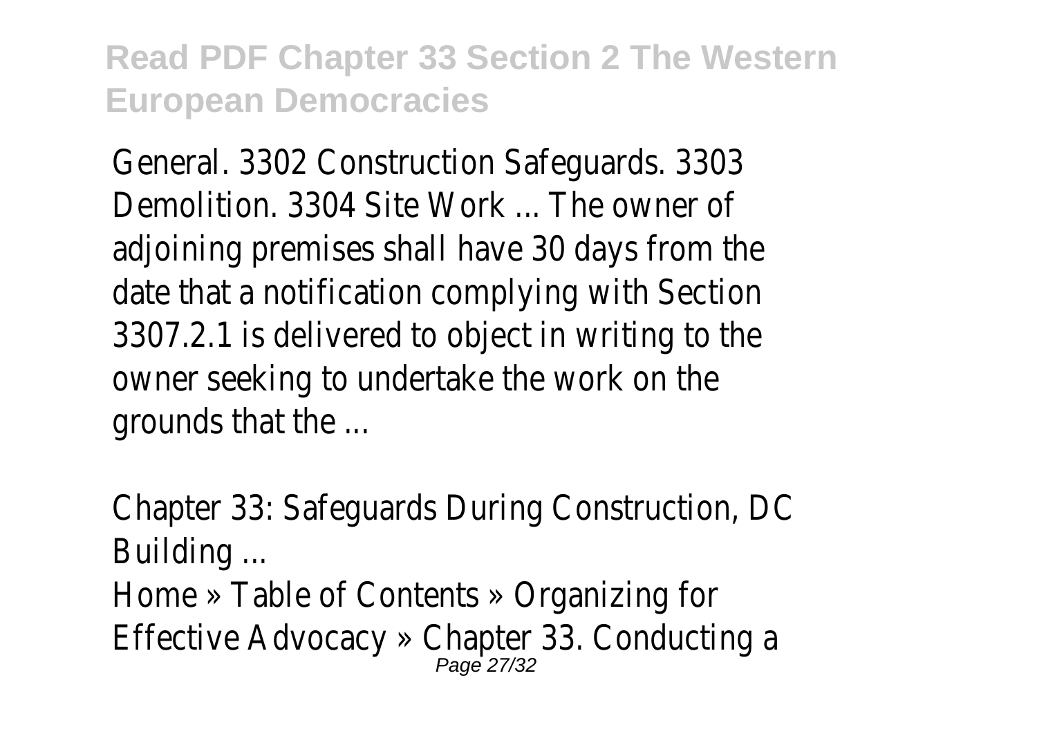General. 3302 Construction Safeguards. 3303 Demolition. 3304 Site Work ... The owner of adjoining premises shall have 30 days from the date that a notification complying with Section 3307.2.1 is delivered to object in writing to the owner seeking to undertake the work on the grounds that the ...

Chapter 33: Safeguards During Construction, DC Building ...

Home » Table of Contents » Organizing for Effective Advocacy » Chapter 33. Conducting a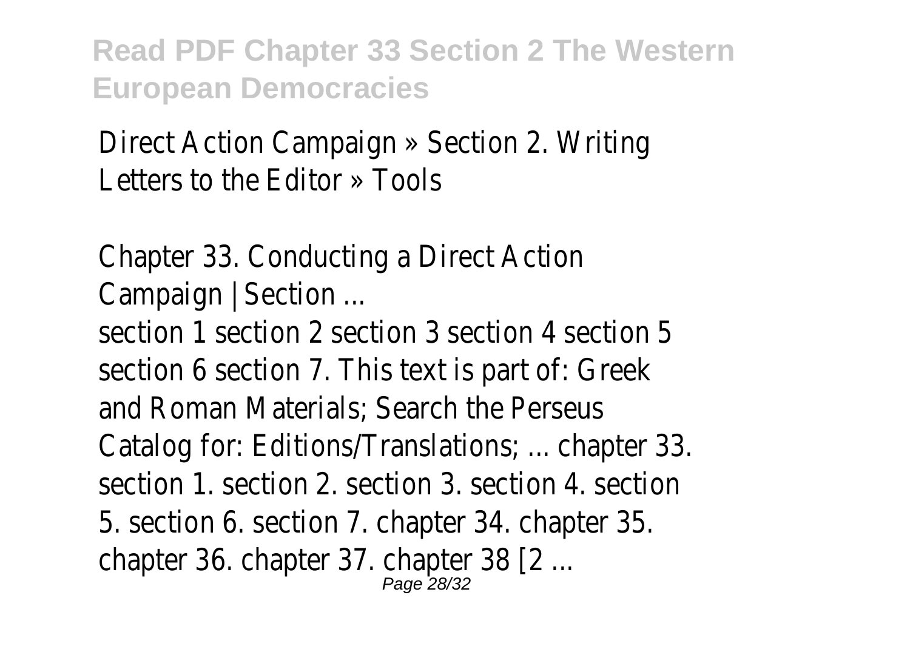Direct Action Campaign » Section 2. Writing Letters to the Editor » Tools

Chapter 33. Conducting a Direct Action Campaign | Section ...

section 1 section 2 section 3 section 4 section 5 section 6 section 7. This text is part of: Greek and Roman Materials; Search the Perseus Catalog for: Editions/Translations; ... chapter 33. section 1. section 2. section 3. section 4. section 5. section 6. section 7. chapter 34. chapter 35. chapter 36. chapter 37. chapter 38 [2 ...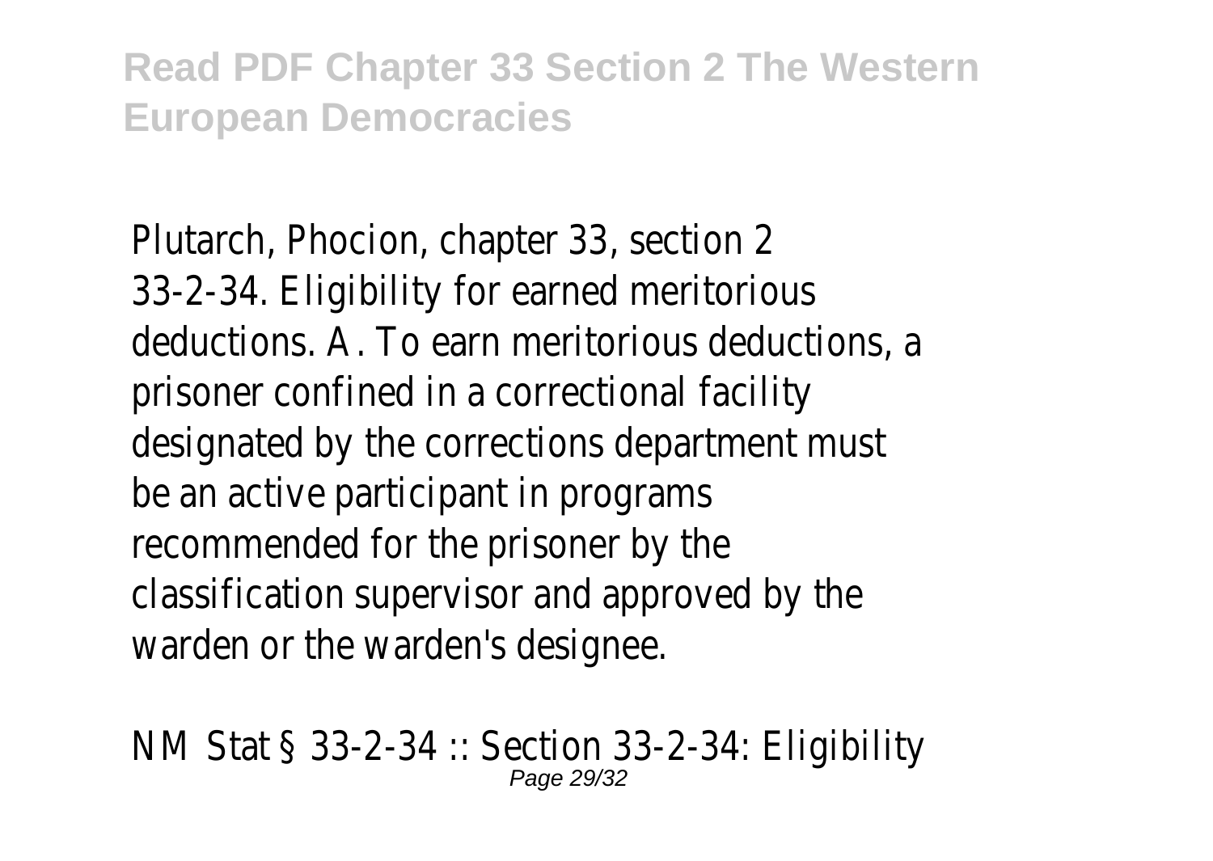Plutarch, Phocion, chapter 33, section 2
33-2-34. Eligibility for earned meritorious deductions. A. To earn meritorious deductions, a prisoner confined in a correctional facility designated by the corrections department must be an active participant in programs recommended for the prisoner by the classification supervisor and approved by the warden or the warden's designee.

NM Stat § 33-2-34 :: Section 33-2-34: Eligibility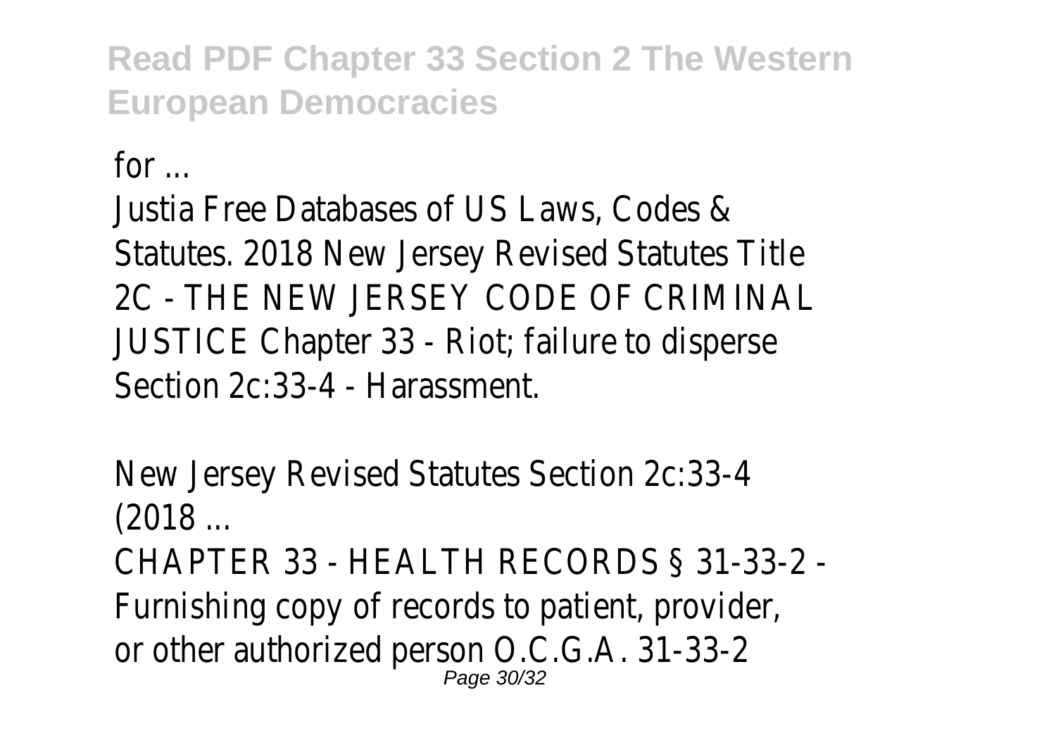for ...

Justia Free Databases of US Laws, Codes & Statutes. 2018 New Jersey Revised Statutes Title 2C - THE NEW JERSEY CODE OF CRIMINAL JUSTICE Chapter 33 - Riot; failure to disperse Section 2c:33-4 - Harassment.

New Jersey Revised Statutes Section 2c:33-4 (2018 ...

CHAPTER 33 - HEALTH RECORDS § 31-33-2 - Furnishing copy of records to patient, provider, or other authorized person O.C.G.A. 31-33-2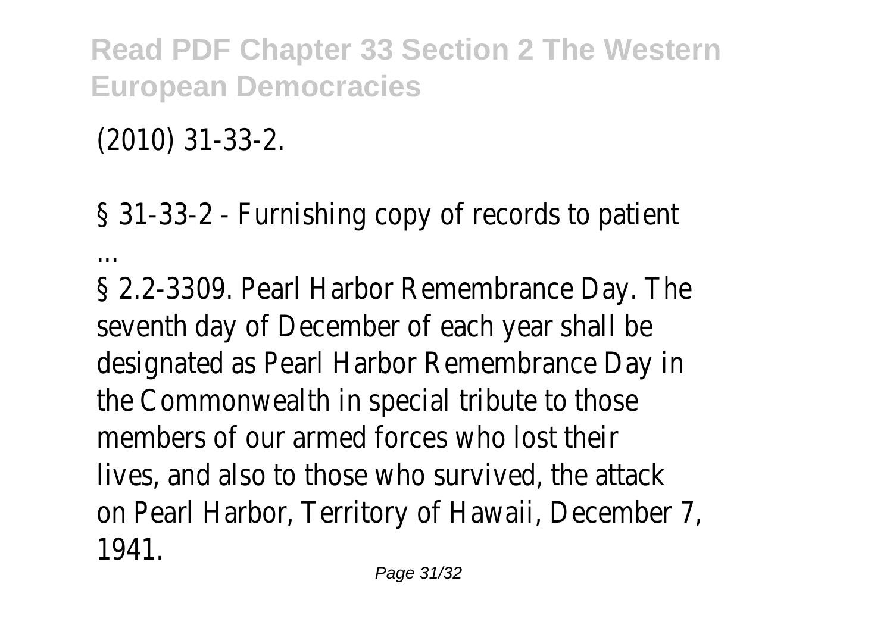(2010) 31-33-2.

§ 31-33-2 - Furnishing copy of records to patient ...

§ 2.2-3309. Pearl Harbor Remembrance Day. The seventh day of December of each year shall be designated as Pearl Harbor Remembrance Day in the Commonwealth in special tribute to those members of our armed forces who lost their lives, and also to those who survived, the attack on Pearl Harbor, Territory of Hawaii, December 7, 1941.